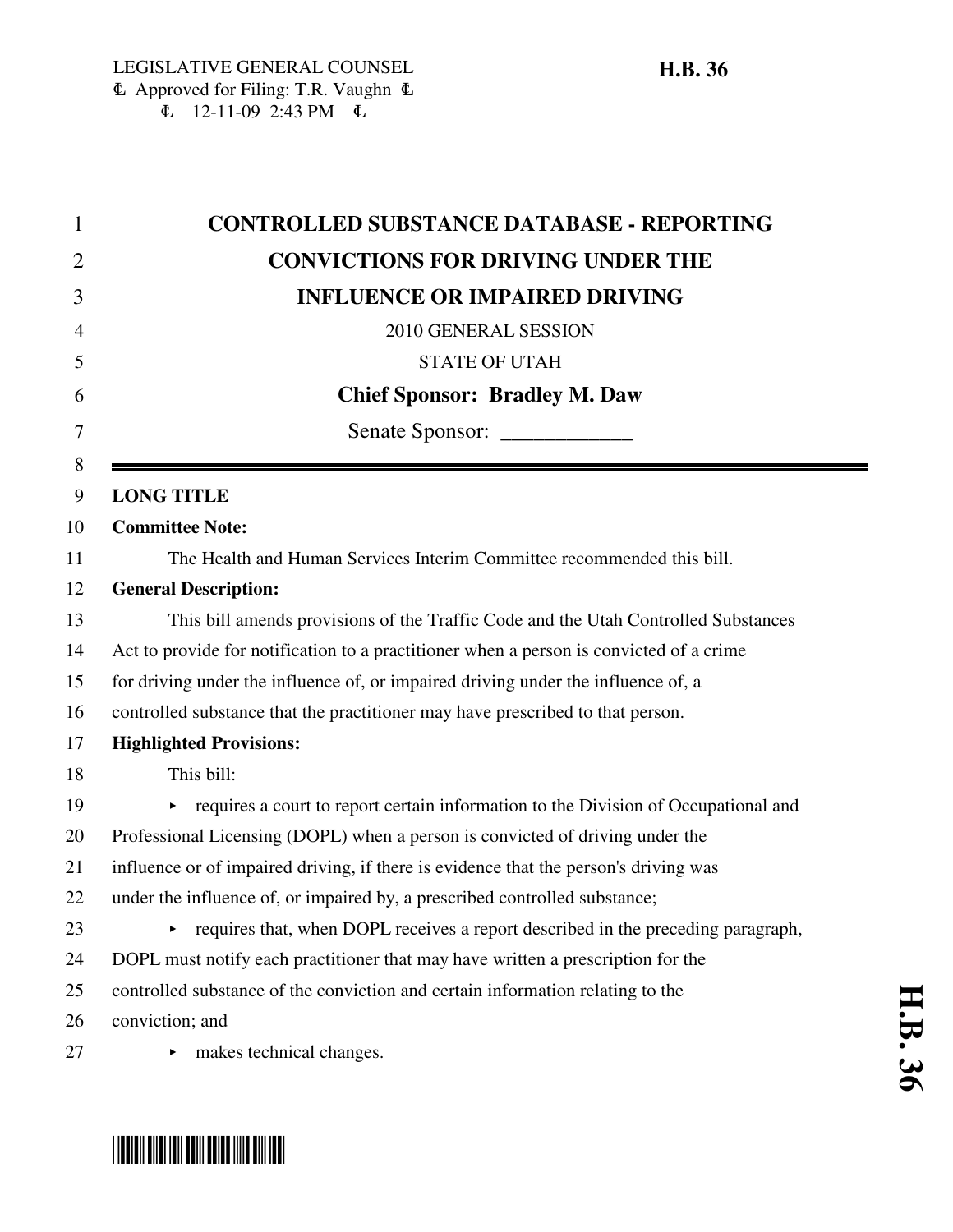LEGISLATIVE GENERAL COUNSEL
Ⓛ Approved for Filing: T.R. Vaughn Ⓛ
Ⓛ 12-11-09 2:43 PM Ⓛ

**H.B. 36**

# CONTROLLED SUBSTANCE DATABASE - REPORTING CONVICTIONS FOR DRIVING UNDER THE INFLUENCE OR IMPAIRED DRIVING

2010 GENERAL SESSION

STATE OF UTAH

**Chief Sponsor: Bradley M. Daw**

Senate Sponsor: ____________

**LONG TITLE**

**Committee Note:**

The Health and Human Services Interim Committee recommended this bill.

**General Description:**

This bill amends provisions of the Traffic Code and the Utah Controlled Substances Act to provide for notification to a practitioner when a person is convicted of a crime for driving under the influence of, or impaired driving under the influence of, a controlled substance that the practitioner may have prescribed to that person.

**Highlighted Provisions:**

This bill:

- requires a court to report certain information to the Division of Occupational and Professional Licensing (DOPL) when a person is convicted of driving under the influence or of impaired driving, if there is evidence that the person's driving was under the influence of, or impaired by, a prescribed controlled substance;
- requires that, when DOPL receives a report described in the preceding paragraph, DOPL must notify each practitioner that may have written a prescription for the controlled substance of the conviction and certain information relating to the conviction; and
- makes technical changes.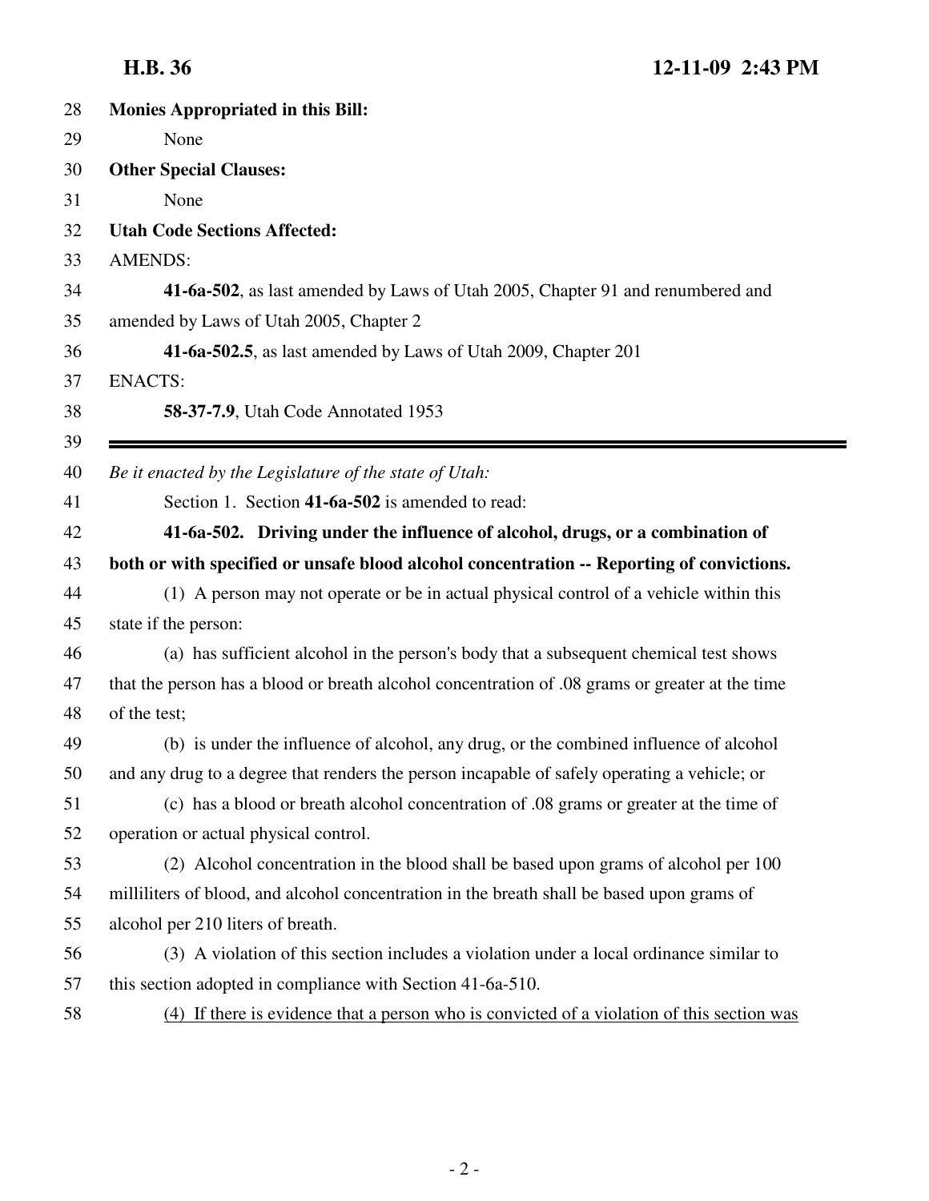**Monies Appropriated in this Bill:**

None

**Other Special Clauses:**

None

**Utah Code Sections Affected:**

AMENDS:

**41-6a-502**, as last amended by Laws of Utah 2005, Chapter 91 and renumbered and amended by Laws of Utah 2005, Chapter 2

**41-6a-502.5**, as last amended by Laws of Utah 2009, Chapter 201

ENACTS:

**58-37-7.9**, Utah Code Annotated 1953

---

*Be it enacted by the Legislature of the state of Utah:*

Section 1. Section **41-6a-502** is amended to read:

**41-6a-502. Driving under the influence of alcohol, drugs, or a combination of both or with specified or unsafe blood alcohol concentration -- Reporting of convictions.**

(1) A person may not operate or be in actual physical control of a vehicle within this state if the person:

(a) has sufficient alcohol in the person's body that a subsequent chemical test shows that the person has a blood or breath alcohol concentration of .08 grams or greater at the time of the test;

(b) is under the influence of alcohol, any drug, or the combined influence of alcohol and any drug to a degree that renders the person incapable of safely operating a vehicle; or

(c) has a blood or breath alcohol concentration of .08 grams or greater at the time of operation or actual physical control.

(2) Alcohol concentration in the blood shall be based upon grams of alcohol per 100 milliliters of blood, and alcohol concentration in the breath shall be based upon grams of alcohol per 210 liters of breath.

(3) A violation of this section includes a violation under a local ordinance similar to this section adopted in compliance with Section 41-6a-510.

<u>(4) If there is evidence that a person who is convicted of a violation of this section was</u>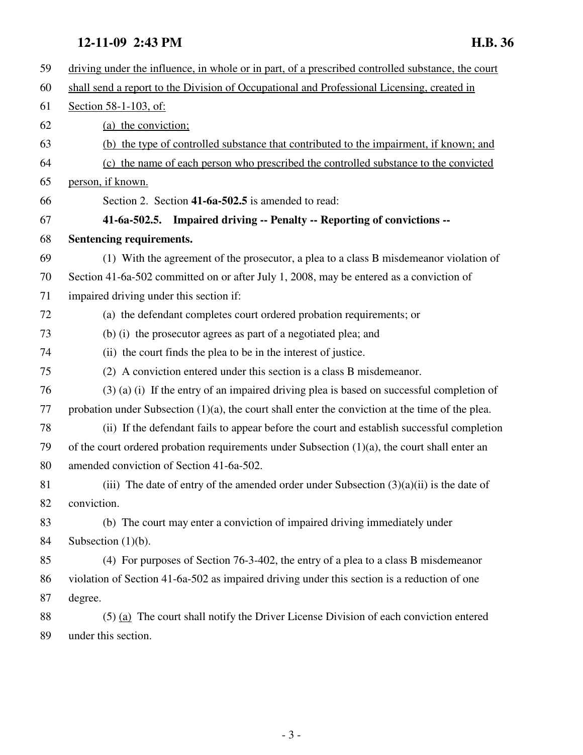driving under the influence, in whole or in part, of a prescribed controlled substance, the court shall send a report to the Division of Occupational and Professional Licensing, created in Section 58-1-103, of:

(a) the conviction;

(b) the type of controlled substance that contributed to the impairment, if known; and

(c) the name of each person who prescribed the controlled substance to the convicted person, if known.

Section 2. Section **41-6a-502.5** is amended to read:

**41-6a-502.5. Impaired driving -- Penalty -- Reporting of convictions -- Sentencing requirements.**

(1) With the agreement of the prosecutor, a plea to a class B misdemeanor violation of Section 41-6a-502 committed on or after July 1, 2008, may be entered as a conviction of impaired driving under this section if:

(a) the defendant completes court ordered probation requirements; or

(b) (i) the prosecutor agrees as part of a negotiated plea; and

(ii) the court finds the plea to be in the interest of justice.

(2) A conviction entered under this section is a class B misdemeanor.

(3) (a) (i) If the entry of an impaired driving plea is based on successful completion of probation under Subsection (1)(a), the court shall enter the conviction at the time of the plea.

(ii) If the defendant fails to appear before the court and establish successful completion of the court ordered probation requirements under Subsection (1)(a), the court shall enter an amended conviction of Section 41-6a-502.

(iii) The date of entry of the amended order under Subsection (3)(a)(ii) is the date of conviction.

(b) The court may enter a conviction of impaired driving immediately under Subsection (1)(b).

(4) For purposes of Section 76-3-402, the entry of a plea to a class B misdemeanor violation of Section 41-6a-502 as impaired driving under this section is a reduction of one degree.

(5) (a) The court shall notify the Driver License Division of each conviction entered under this section.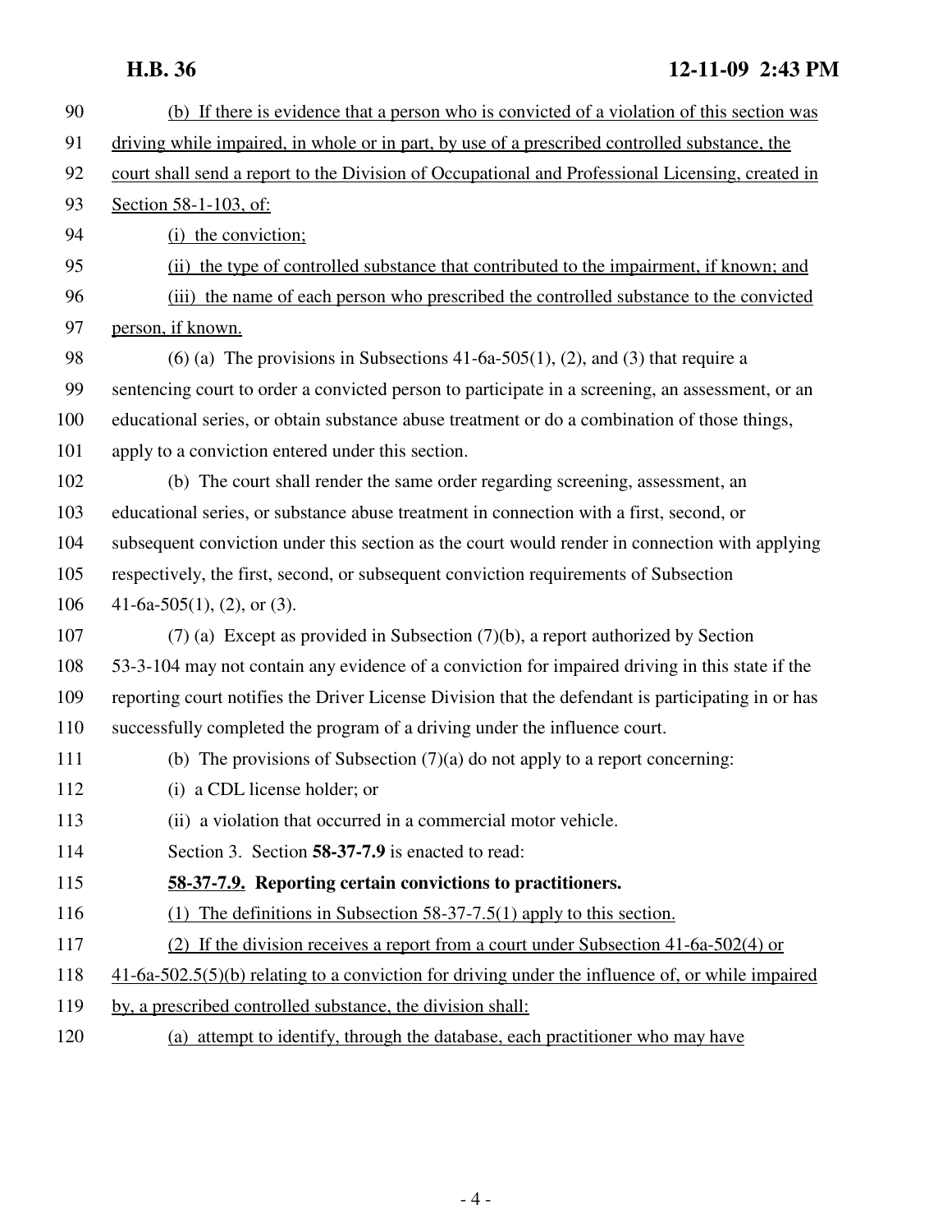(b) If there is evidence that a person who is convicted of a violation of this section was driving while impaired, in whole or in part, by use of a prescribed controlled substance, the court shall send a report to the Division of Occupational and Professional Licensing, created in Section 58-1-103, of:

(i) the conviction;

(ii) the type of controlled substance that contributed to the impairment, if known; and

(iii) the name of each person who prescribed the controlled substance to the convicted person, if known.

(6) (a) The provisions in Subsections 41-6a-505(1), (2), and (3) that require a sentencing court to order a convicted person to participate in a screening, an assessment, or an educational series, or obtain substance abuse treatment or do a combination of those things, apply to a conviction entered under this section.

(b) The court shall render the same order regarding screening, assessment, an educational series, or substance abuse treatment in connection with a first, second, or subsequent conviction under this section as the court would render in connection with applying respectively, the first, second, or subsequent conviction requirements of Subsection 41-6a-505(1), (2), or (3).

(7) (a) Except as provided in Subsection (7)(b), a report authorized by Section 53-3-104 may not contain any evidence of a conviction for impaired driving in this state if the reporting court notifies the Driver License Division that the defendant is participating in or has successfully completed the program of a driving under the influence court.

(b) The provisions of Subsection (7)(a) do not apply to a report concerning:

(i) a CDL license holder; or

(ii) a violation that occurred in a commercial motor vehicle.

Section 3. Section **58-37-7.9** is enacted to read:

**58-37-7.9. Reporting certain convictions to practitioners.**

(1) The definitions in Subsection 58-37-7.5(1) apply to this section.

(2) If the division receives a report from a court under Subsection 41-6a-502(4) or 41-6a-502.5(5)(b) relating to a conviction for driving under the influence of, or while impaired by, a prescribed controlled substance, the division shall:

(a) attempt to identify, through the database, each practitioner who may have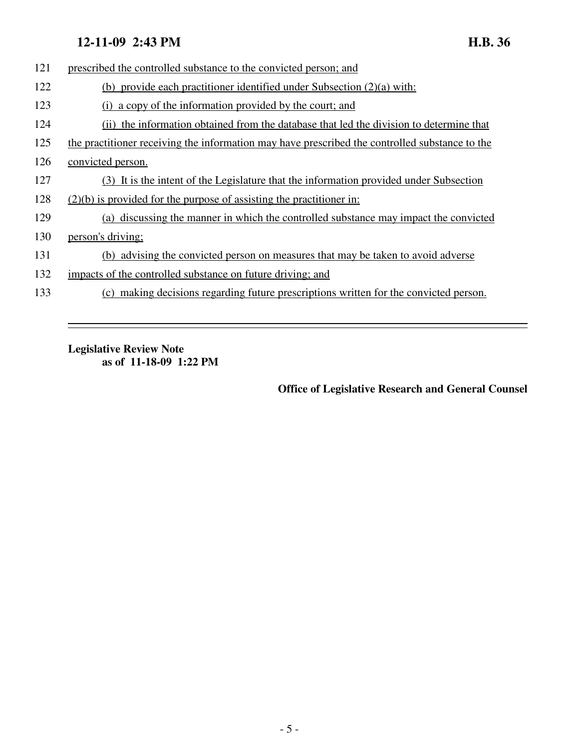prescribed the controlled substance to the convicted person; and

(b) provide each practitioner identified under Subsection (2)(a) with:

(i) a copy of the information provided by the court; and

(ii) the information obtained from the database that led the division to determine that the practitioner receiving the information may have prescribed the controlled substance to the convicted person.

(3) It is the intent of the Legislature that the information provided under Subsection (2)(b) is provided for the purpose of assisting the practitioner in:

(a) discussing the manner in which the controlled substance may impact the convicted person's driving;

(b) advising the convicted person on measures that may be taken to avoid adverse impacts of the controlled substance on future driving; and

(c) making decisions regarding future prescriptions written for the convicted person.

---

**Legislative Review Note**
**as of 11-18-09 1:22 PM**

**Office of Legislative Research and General Counsel**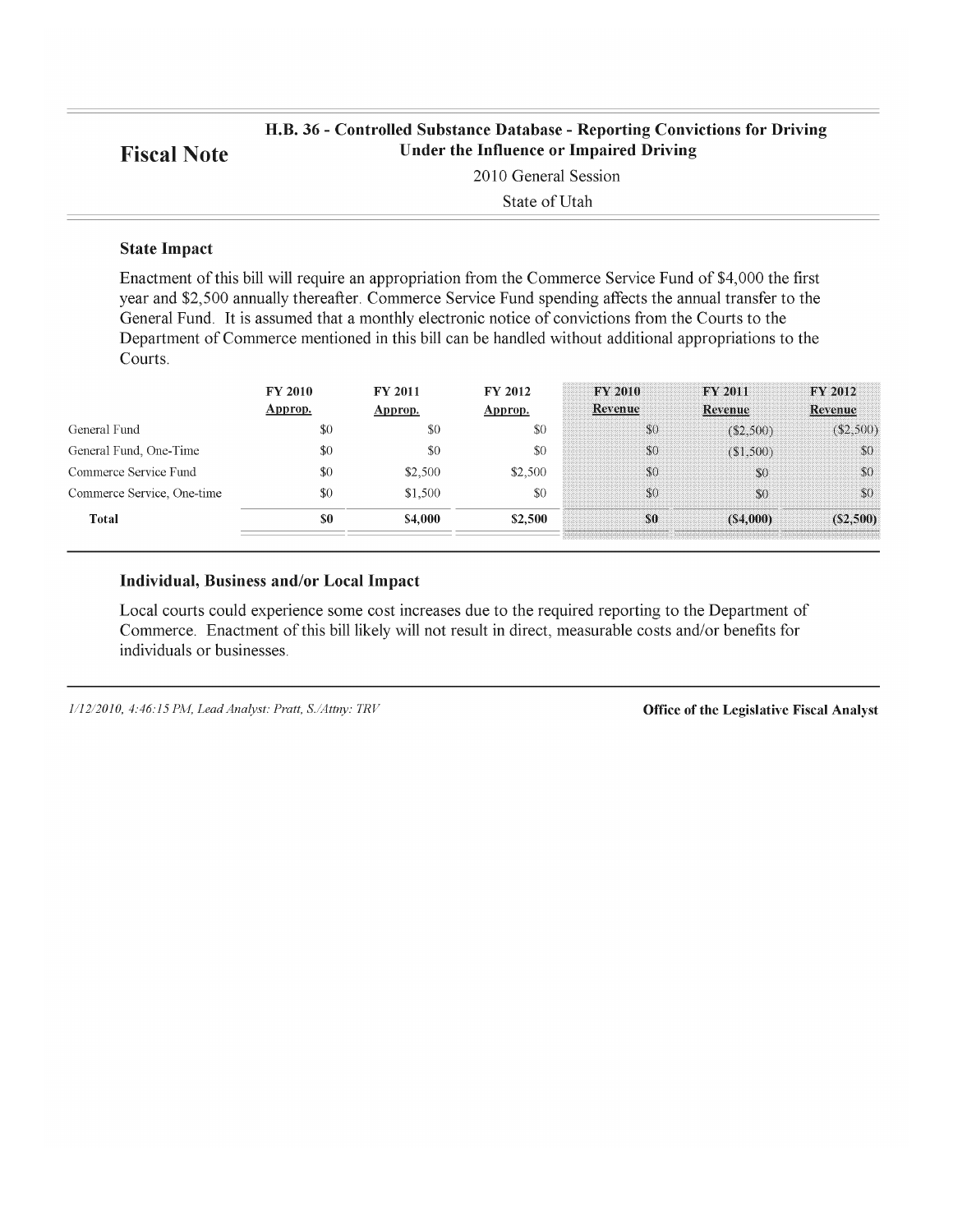# Fiscal Note

## H.B. 36 - Controlled Substance Database - Reporting Convictions for Driving Under the Influence or Impaired Driving

2010 General Session

State of Utah

### State Impact

Enactment of this bill will require an appropriation from the Commerce Service Fund of $4,000 the first year and $2,500 annually thereafter. Commerce Service Fund spending affects the annual transfer to the General Fund. It is assumed that a monthly electronic notice of convictions from the Courts to the Department of Commerce mentioned in this bill can be handled without additional appropriations to the Courts.

| | FY 2010 Approp. | FY 2011 Approp. | FY 2012 Approp. | FY 2010 Revenue | FY 2011 Revenue | FY 2012 Revenue |
|---|---|---|---|---|---|---|
| General Fund | $0 | $0 | $0 | $0 | ($2,500) | ($2,500) |
| General Fund, One-Time | $0 | $0 | $0 | $0 | ($1,500) | $0 |
| Commerce Service Fund | $0 | $2,500 | $2,500 | $0 | $0 | $0 |
| Commerce Service, One-time | $0 | $1,500 | $0 | $0 | $0 | $0 |
| **Total** | **$0** | **$4,000** | **$2,500** | **$0** | **($4,000)** | **($2,500)** |

### Individual, Business and/or Local Impact

Local courts could experience some cost increases due to the required reporting to the Department of Commerce. Enactment of this bill likely will not result in direct, measurable costs and/or benefits for individuals or businesses.

*1/12/2010, 4:46:15 PM, Lead Analyst: Pratt, S./Attny: TRV*

**Office of the Legislative Fiscal Analyst**